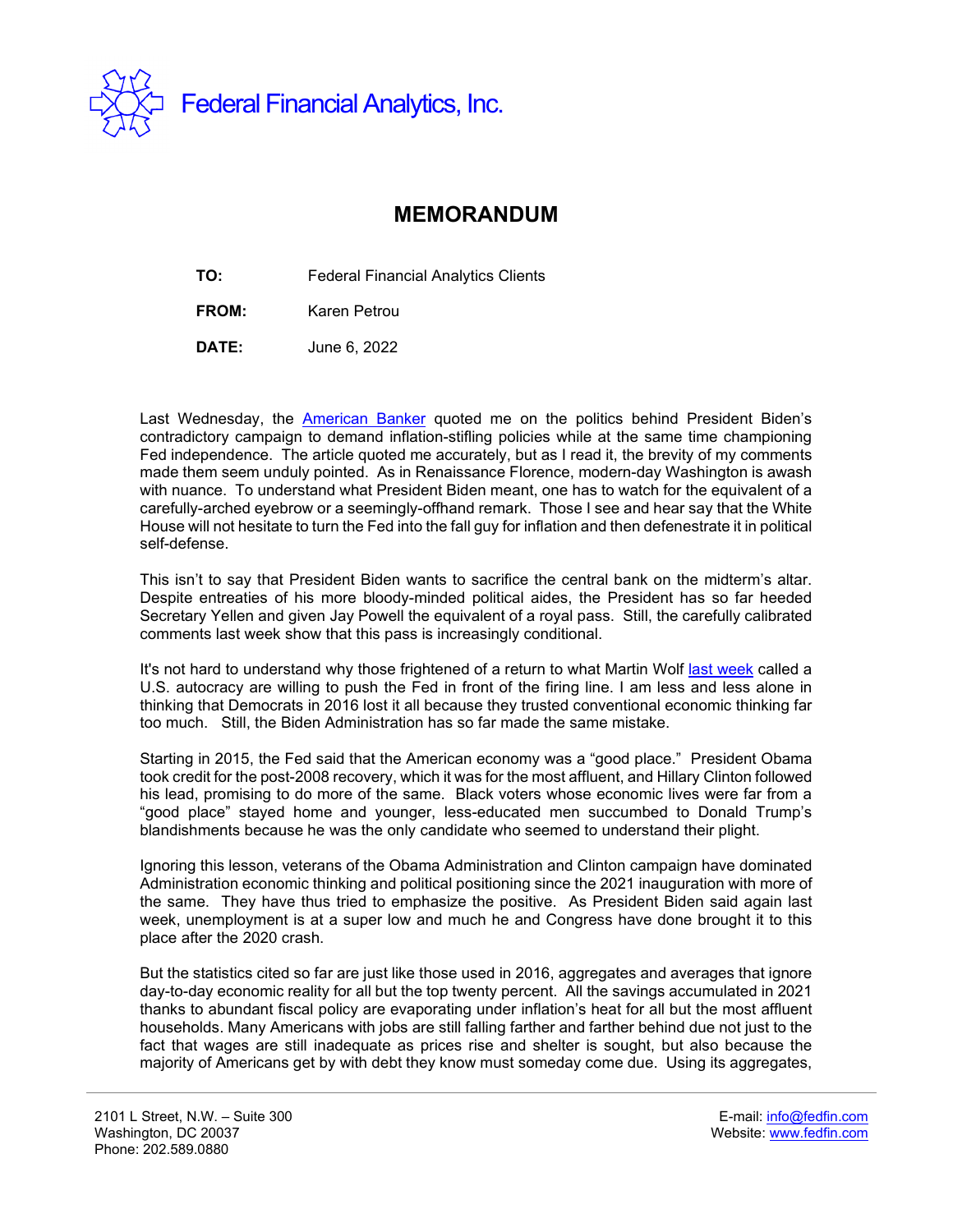Federal Financial Analytics, Inc.

# MEMORANDUM

**TO:** Federal Financial Analytics Clients

**FROM:** Karen Petrou

**DATE:** June 6, 2022

Last Wednesday, the American Banker quoted me on the politics behind President Biden's contradictory campaign to demand inflation-stifling policies while at the same time championing Fed independence. The article quoted me accurately, but as I read it, the brevity of my comments made them seem unduly pointed. As in Renaissance Florence, modern-day Washington is awash with nuance. To understand what President Biden meant, one has to watch for the equivalent of a carefully-arched eyebrow or a seemingly-offhand remark. Those I see and hear say that the White House will not hesitate to turn the Fed into the fall guy for inflation and then defenestrate it in political self-defense.

This isn't to say that President Biden wants to sacrifice the central bank on the midterm's altar. Despite entreaties of his more bloody-minded political aides, the President has so far heeded Secretary Yellen and given Jay Powell the equivalent of a royal pass. Still, the carefully calibrated comments last week show that this pass is increasingly conditional.

It's not hard to understand why those frightened of a return to what Martin Wolf last week called a U.S. autocracy are willing to push the Fed in front of the firing line. I am less and less alone in thinking that Democrats in 2016 lost it all because they trusted conventional economic thinking far too much. Still, the Biden Administration has so far made the same mistake.

Starting in 2015, the Fed said that the American economy was a "good place." President Obama took credit for the post-2008 recovery, which it was for the most affluent, and Hillary Clinton followed his lead, promising to do more of the same. Black voters whose economic lives were far from a "good place" stayed home and younger, less-educated men succumbed to Donald Trump's blandishments because he was the only candidate who seemed to understand their plight.

Ignoring this lesson, veterans of the Obama Administration and Clinton campaign have dominated Administration economic thinking and political positioning since the 2021 inauguration with more of the same. They have thus tried to emphasize the positive. As President Biden said again last week, unemployment is at a super low and much he and Congress have done brought it to this place after the 2020 crash.

But the statistics cited so far are just like those used in 2016, aggregates and averages that ignore day-to-day economic reality for all but the top twenty percent. All the savings accumulated in 2021 thanks to abundant fiscal policy are evaporating under inflation's heat for all but the most affluent households. Many Americans with jobs are still falling farther and farther behind due not just to the fact that wages are still inadequate as prices rise and shelter is sought, but also because the majority of Americans get by with debt they know must someday come due. Using its aggregates,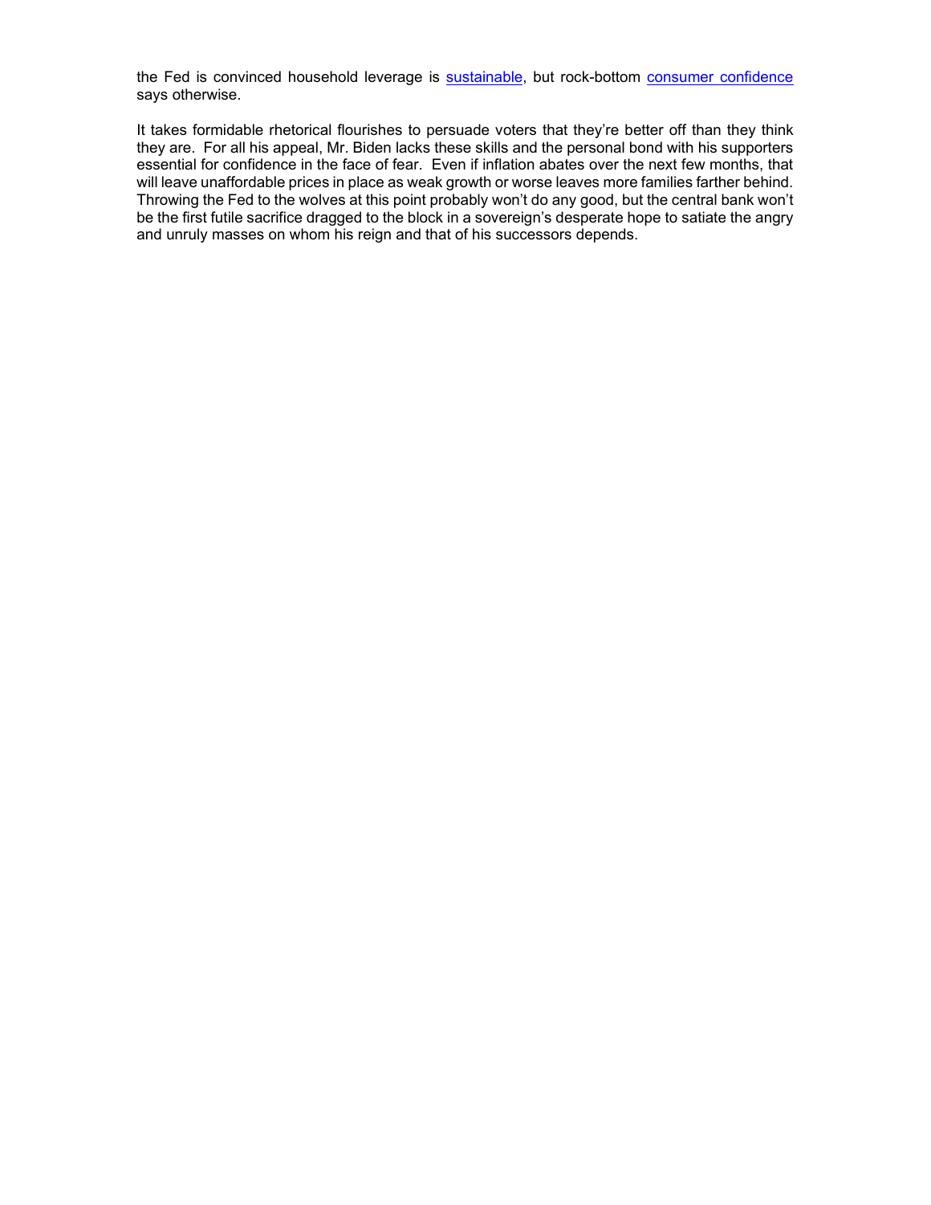the Fed is convinced household leverage is sustainable, but rock-bottom consumer confidence says otherwise.

It takes formidable rhetorical flourishes to persuade voters that they're better off than they think they are. For all his appeal, Mr. Biden lacks these skills and the personal bond with his supporters essential for confidence in the face of fear. Even if inflation abates over the next few months, that will leave unaffordable prices in place as weak growth or worse leaves more families farther behind. Throwing the Fed to the wolves at this point probably won't do any good, but the central bank won't be the first futile sacrifice dragged to the block in a sovereign's desperate hope to satiate the angry and unruly masses on whom his reign and that of his successors depends.